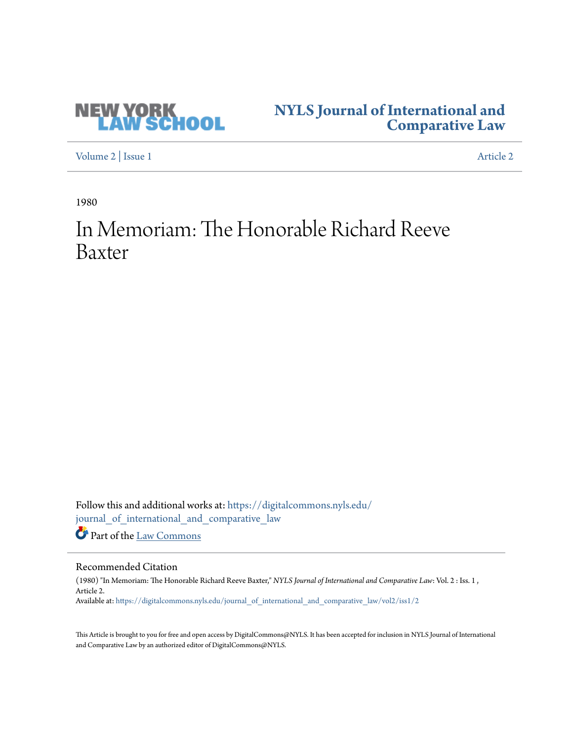NEW YORK LAW SCHOOL

NYLS Journal of International and Comparative Law

Volume 2 | Issue 1 | Article 2

1980

# In Memoriam: The Honorable Richard Reeve Baxter

Follow this and additional works at: https://digitalcommons.nyls.edu/journal_of_international_and_comparative_law

Part of the Law Commons

## Recommended Citation

(1980) "In Memoriam: The Honorable Richard Reeve Baxter," *NYLS Journal of International and Comparative Law*: Vol. 2 : Iss. 1 , Article 2.
Available at: https://digitalcommons.nyls.edu/journal_of_international_and_comparative_law/vol2/iss1/2

This Article is brought to you for free and open access by DigitalCommons@NYLS. It has been accepted for inclusion in NYLS Journal of International and Comparative Law by an authorized editor of DigitalCommons@NYLS.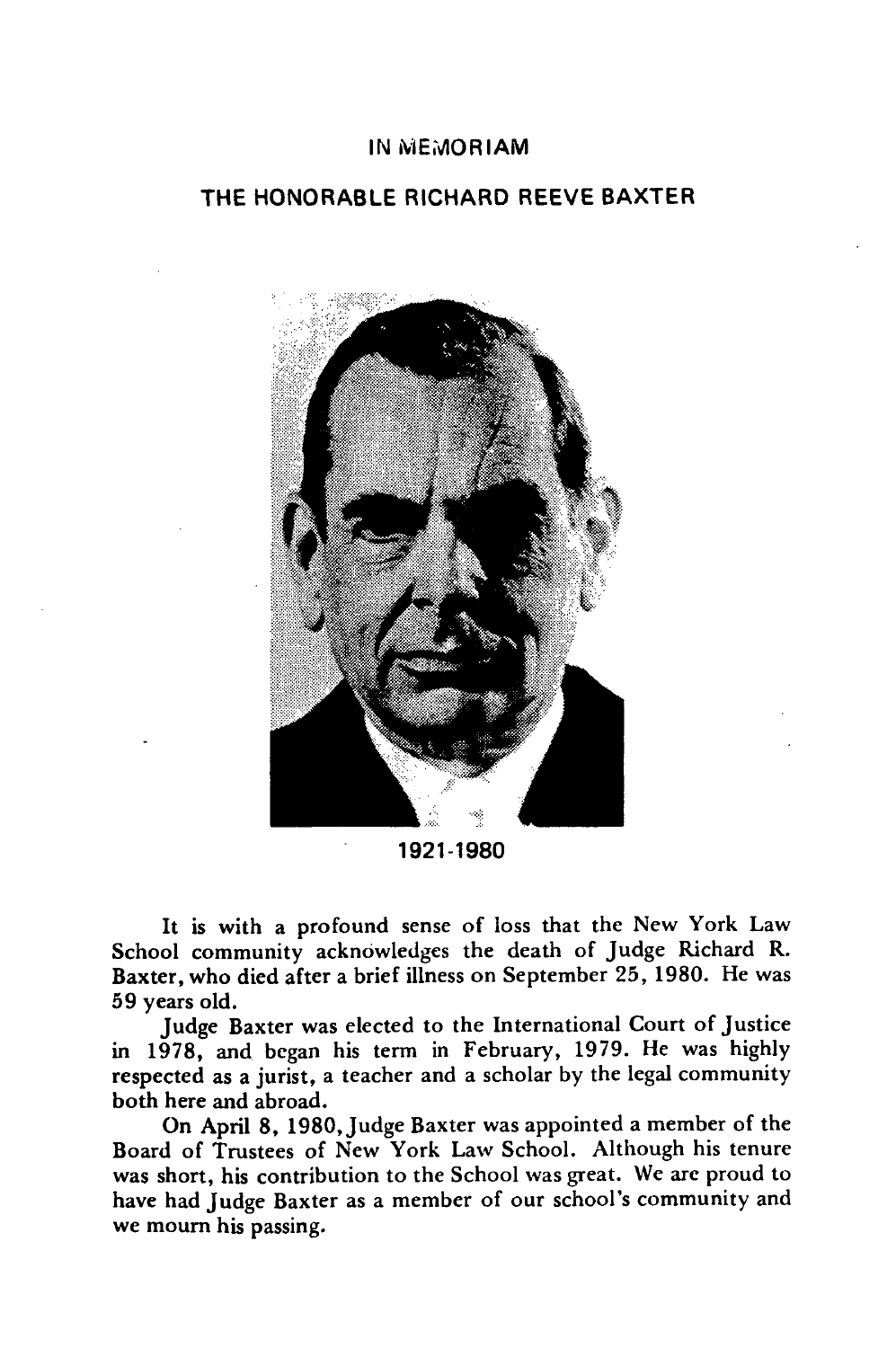# IN MEMORIAM

## THE HONORABLE RICHARD REEVE BAXTER

1921-1980

It is with a profound sense of loss that the New York Law School community acknowledges the death of Judge Richard R. Baxter, who died after a brief illness on September 25, 1980. He was 59 years old.

Judge Baxter was elected to the International Court of Justice in 1978, and began his term in February, 1979. He was highly respected as a jurist, a teacher and a scholar by the legal community both here and abroad.

On April 8, 1980, Judge Baxter was appointed a member of the Board of Trustees of New York Law School. Although his tenure was short, his contribution to the School was great. We are proud to have had Judge Baxter as a member of our school's community and we mourn his passing.